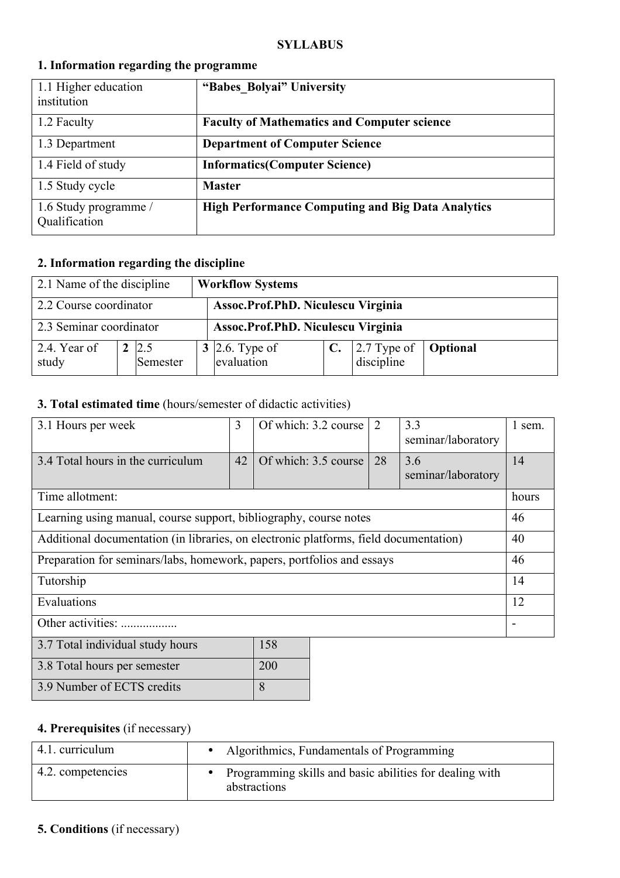**SYLLABUS**

## 1. Information regarding the programme

| | |
|---|---|
| 1.1 Higher education institution | **"Babes_Bolyai" University** |
| 1.2 Faculty | **Faculty of Mathematics and Computer science** |
| 1.3 Department | **Department of Computer Science** |
| 1.4 Field of study | **Informatics(Computer Science)** |
| 1.5 Study cycle | **Master** |
| 1.6 Study programme / Qualification | **High Performance Computing and Big Data Analytics** |

## 2. Information regarding the discipline

| | | | | | | | |
|---|---|---|---|---|---|---|---|
| 2.1 Name of the discipline | **Workflow Systems** | | | | | | |
| 2.2 Course coordinator | **Assoc.Prof.PhD. Niculescu Virginia** | | | | | | |
| 2.3 Seminar coordinator | **Assoc.Prof.PhD. Niculescu Virginia** | | | | | | |
| 2.4. Year of study | **2** | 2.5 Semester | **3** | 2.6. Type of evaluation | **C.** | 2.7 Type of discipline | **Optional** |

## 3. Total estimated time (hours/semester of didactic activities)

| | | | | | |
|---|---|---|---|---|---|
| 3.1 Hours per week | 3 | Of which: 3.2 course | 2 | 3.3 seminar/laboratory | 1 sem. |
| 3.4 Total hours in the curriculum | 42 | Of which: 3.5 course | 28 | 3.6 seminar/laboratory | 14 |

| Time allotment: | hours |
|---|---|
| Learning using manual, course support, bibliography, course notes | 46 |
| Additional documentation (in libraries, on electronic platforms, field documentation) | 40 |
| Preparation for seminars/labs, homework, papers, portfolios and essays | 46 |
| Tutorship | 14 |
| Evaluations | 12 |
| Other activities: .................. | - |

| | |
|---|---|
| 3.7 Total individual study hours | 158 |
| 3.8 Total hours per semester | 200 |
| 3.9 Number of ECTS credits | 8 |

## 4. Prerequisites (if necessary)

| | |
|---|---|
| 4.1. curriculum | • Algorithmics, Fundamentals of Programming |
| 4.2. competencies | • Programming skills and basic abilities for dealing with abstractions |

## 5. Conditions (if necessary)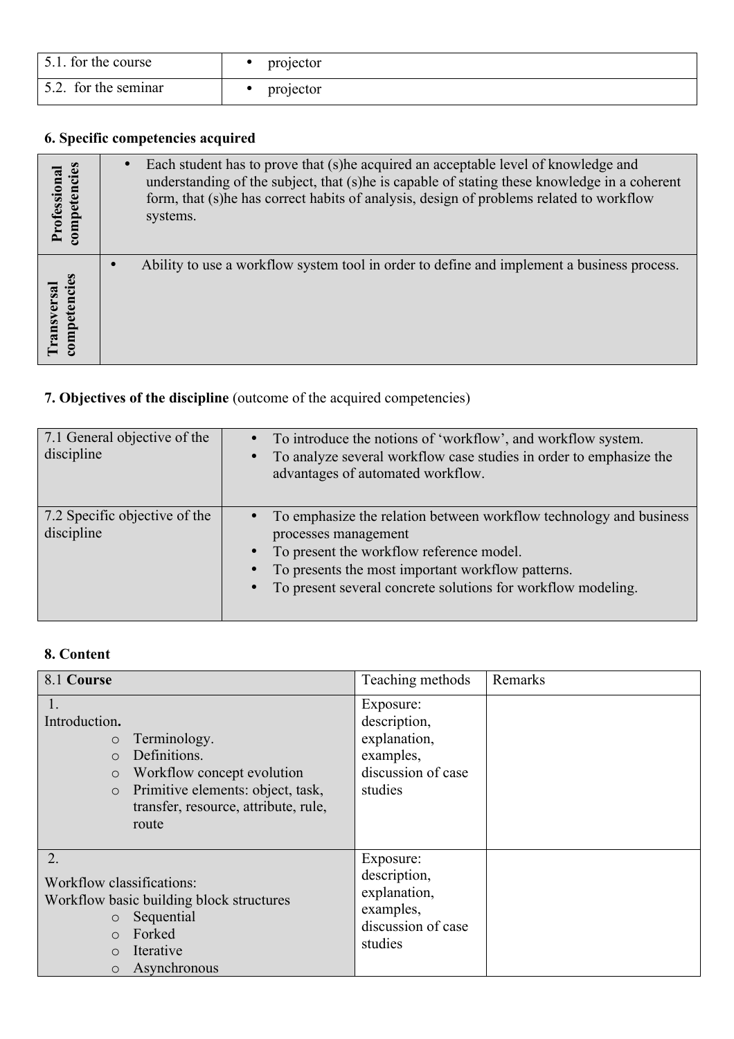| 5.1. for the course | • projector |
| --- | --- |
| 5.2. for the seminar | • projector |

**6. Specific competencies acquired**

| | |
| --- | --- |
| **Professional competencies** | • Each student has to prove that (s)he acquired an acceptable level of knowledge and understanding of the subject, that (s)he is capable of stating these knowledge in a coherent form, that (s)he has correct habits of analysis, design of problems related to workflow systems. |
| **Transversal competencies** | • Ability to use a workflow system tool in order to define and implement a business process. |

**7. Objectives of the discipline** (outcome of the acquired competencies)

| | |
| --- | --- |
| 7.1 General objective of the discipline | • To introduce the notions of 'workflow', and workflow system.<br>• To analyze several workflow case studies in order to emphasize the advantages of automated workflow. |
| 7.2 Specific objective of the discipline | • To emphasize the relation between workflow technology and business processes management<br>• To present the workflow reference model.<br>• To presents the most important workflow patterns.<br>• To present several concrete solutions for workflow modeling. |

**8. Content**

| 8.1 **Course** | Teaching methods | Remarks |
| --- | --- | --- |
| 1.<br>Introduction**.**<br>○ Terminology.<br>○ Definitions.<br>○ Workflow concept evolution<br>○ Primitive elements: object, task, transfer, resource, attribute, rule, route | Exposure: description, explanation, examples, discussion of case studies | |
| 2.<br>Workflow classifications:<br>Workflow basic building block structures<br>○ Sequential<br>○ Forked<br>○ Iterative<br>○ Asynchronous | Exposure: description, explanation, examples, discussion of case studies | |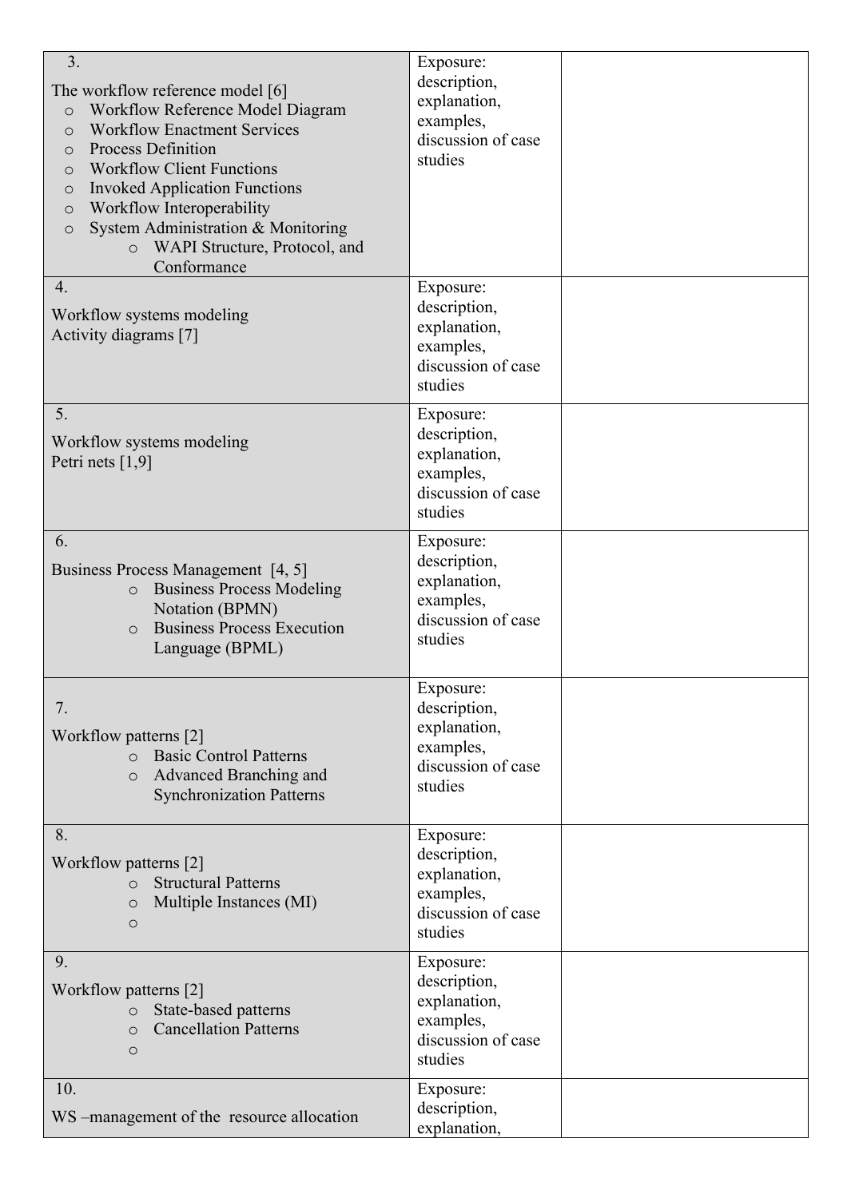| | | |
|---|---|---|
| 3.<br><br>The workflow reference model [6]<br>o Workflow Reference Model Diagram<br>o Workflow Enactment Services<br>o Process Definition<br>o Workflow Client Functions<br>o Invoked Application Functions<br>o Workflow Interoperability<br>o System Administration & Monitoring<br>&nbsp;&nbsp;&nbsp;&nbsp;o WAPI Structure, Protocol, and Conformance | Exposure: description, explanation, examples, discussion of case studies | |
| 4.<br><br>Workflow systems modeling<br>Activity diagrams [7] | Exposure: description, explanation, examples, discussion of case studies | |
| 5.<br><br>Workflow systems modeling<br>Petri nets [1,9] | Exposure: description, explanation, examples, discussion of case studies | |
| 6.<br><br>Business Process Management [4, 5]<br>&nbsp;&nbsp;&nbsp;&nbsp;o Business Process Modeling Notation (BPMN)<br>&nbsp;&nbsp;&nbsp;&nbsp;o Business Process Execution Language (BPML) | Exposure: description, explanation, examples, discussion of case studies | |
| 7.<br><br>Workflow patterns [2]<br>&nbsp;&nbsp;&nbsp;&nbsp;o Basic Control Patterns<br>&nbsp;&nbsp;&nbsp;&nbsp;o Advanced Branching and Synchronization Patterns | Exposure: description, explanation, examples, discussion of case studies | |
| 8.<br><br>Workflow patterns [2]<br>&nbsp;&nbsp;&nbsp;&nbsp;o Structural Patterns<br>&nbsp;&nbsp;&nbsp;&nbsp;o Multiple Instances (MI)<br>&nbsp;&nbsp;&nbsp;&nbsp;o | Exposure: description, explanation, examples, discussion of case studies | |
| 9.<br><br>Workflow patterns [2]<br>&nbsp;&nbsp;&nbsp;&nbsp;o State-based patterns<br>&nbsp;&nbsp;&nbsp;&nbsp;o Cancellation Patterns<br>&nbsp;&nbsp;&nbsp;&nbsp;o | Exposure: description, explanation, examples, discussion of case studies | |
| 10.<br><br>WS –management of the resource allocation | Exposure: description, explanation, | |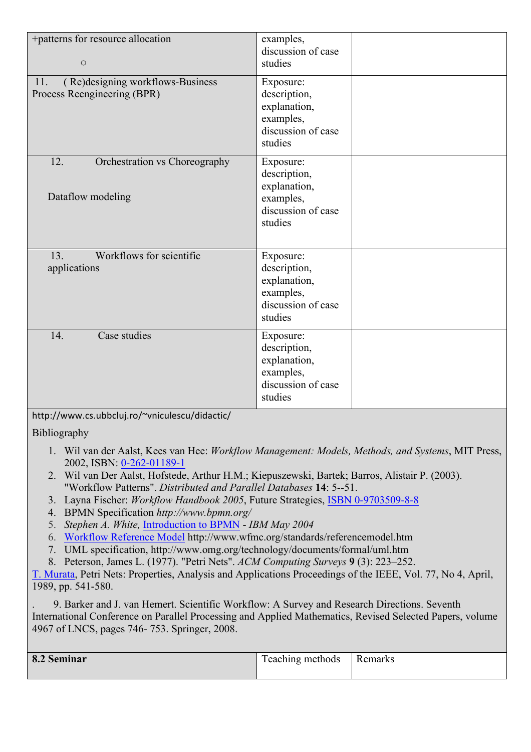| | | |
|---|---|---|
| +patterns for resource allocation<br><br>○ | examples, discussion of case studies | |
| 11. ( Re)designing workflows-Business Process Reengineering (BPR) | Exposure: description, explanation, examples, discussion of case studies | |
| 12. Orchestration vs Choreography<br><br>Dataflow modeling | Exposure: description, explanation, examples, discussion of case studies | |
| 13. Workflows for scientific applications | Exposure: description, explanation, examples, discussion of case studies | |
| 14. Case studies | Exposure: description, explanation, examples, discussion of case studies | |

http://www.cs.ubbcluj.ro/~vniculescu/didactic/

Bibliography

1. Wil van der Aalst, Kees van Hee: *Workflow Management: Models, Methods, and Systems*, MIT Press, 2002, ISBN: 0-262-01189-1
2. Wil van Der Aalst, Hofstede, Arthur H.M.; Kiepuszewski, Bartek; Barros, Alistair P. (2003). "Workflow Patterns". *Distributed and Parallel Databases* **14**: 5--51.
3. Layna Fischer: *Workflow Handbook 2005*, Future Strategies, ISBN 0-9703509-8-8
4. BPMN Specification *http://www.bpmn.org/*
5. *Stephen A. White, Introduction to BPMN - IBM May 2004*
6. Workflow Reference Model http://www.wfmc.org/standards/referencemodel.htm
7. UML specification, http://www.omg.org/technology/documents/formal/uml.htm
8. Peterson, James L. (1977). "Petri Nets". *ACM Computing Surveys* **9** (3): 223–252.

T. Murata, Petri Nets: Properties, Analysis and Applications Proceedings of the IEEE, Vol. 77, No 4, April, 1989, pp. 541-580.

. 9. Barker and J. van Hemert. Scientific Workflow: A Survey and Research Directions. Seventh International Conference on Parallel Processing and Applied Mathematics, Revised Selected Papers, volume 4967 of LNCS, pages 746- 753. Springer, 2008.

| **8.2 Seminar** | Teaching methods | Remarks |
|---|---|---|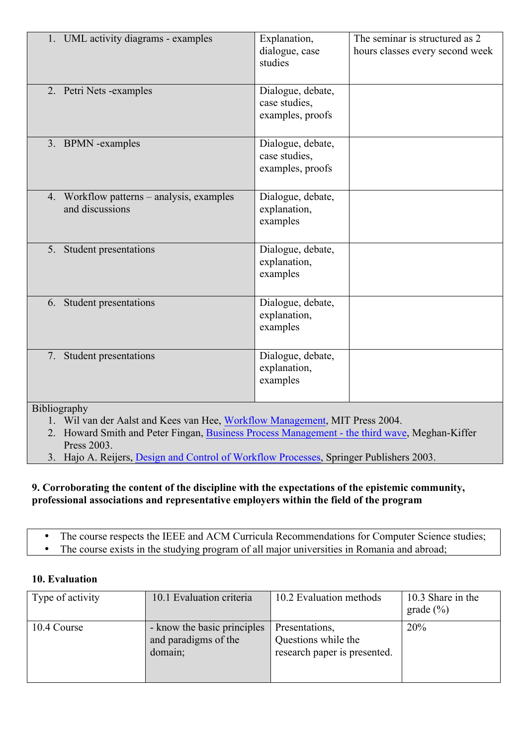| | | |
|---|---|---|
| 1. UML activity diagrams - examples | Explanation, dialogue, case studies | The seminar is structured as 2 hours classes every second week |
| 2. Petri Nets -examples | Dialogue, debate, case studies, examples, proofs | |
| 3. BPMN -examples | Dialogue, debate, case studies, examples, proofs | |
| 4. Workflow patterns – analysis, examples and discussions | Dialogue, debate, explanation, examples | |
| 5. Student presentations | Dialogue, debate, explanation, examples | |
| 6. Student presentations | Dialogue, debate, explanation, examples | |
| 7. Student presentations | Dialogue, debate, explanation, examples | |

Bibliography

1. Wil van der Aalst and Kees van Hee, Workflow Management, MIT Press 2004.
2. Howard Smith and Peter Fingan, Business Process Management - the third wave, Meghan-Kiffer Press 2003.
3. Hajo A. Reijers, Design and Control of Workflow Processes, Springer Publishers 2003.

**9. Corroborating the content of the discipline with the expectations of the epistemic community, professional associations and representative employers within the field of the program**

- The course respects the IEEE and ACM Curricula Recommendations for Computer Science studies;
- The course exists in the studying program of all major universities in Romania and abroad;

**10. Evaluation**

| Type of activity | 10.1 Evaluation criteria | 10.2 Evaluation methods | 10.3 Share in the grade (%) |
|---|---|---|---|
| 10.4 Course | - know the basic principles and paradigms of the domain; | Presentations, Questions while the research paper is presented. | 20% |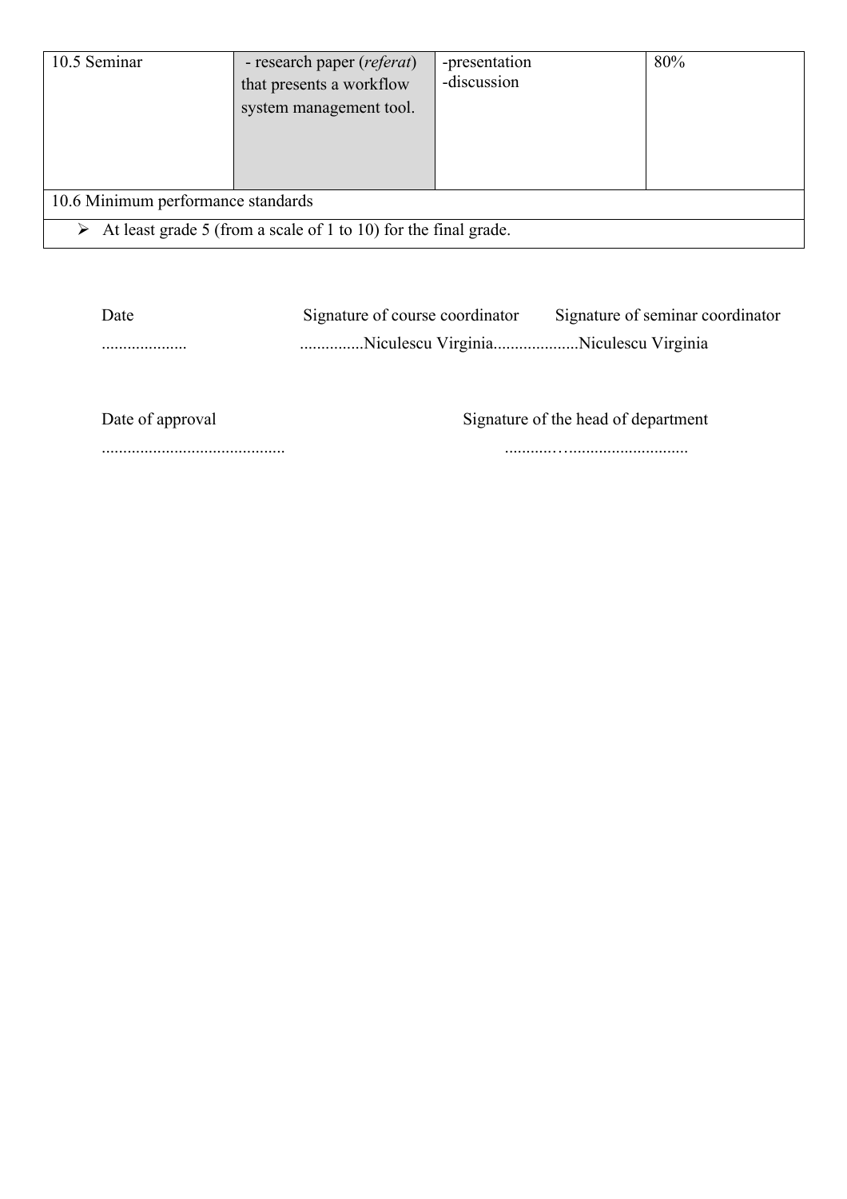| | | | |
|---|---|---|---|
| 10.5 Seminar | - research paper (*referat*) that presents a workflow system management tool. | -presentation<br>-discussion | 80% |
| 10.6 Minimum performance standards | | | |
| ➢ At least grade 5 (from a scale of 1 to 10) for the final grade. | | | |

Date ....................

Signature of course coordinator ...............Niculescu Virginia

Signature of seminar coordinator ....................Niculescu Virginia

Date of approval ...........................................

Signature of the head of department ...........…...........................